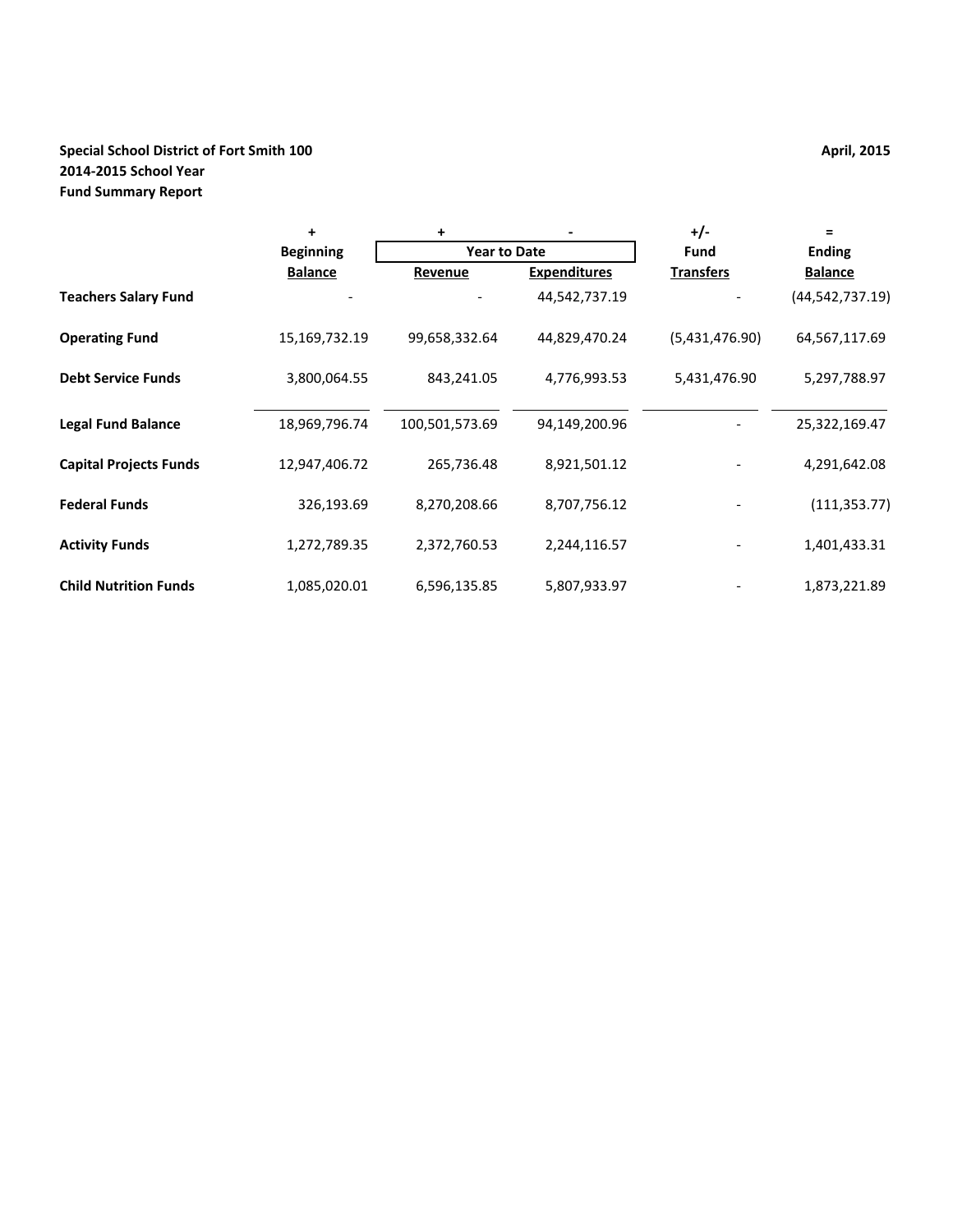**Special School District of Fort Smith 100**

**2014-2015 School Year**

**Fund Summary Report**

**April, 2015**

| | + | + | - | +/- | = |
|---|---|---|---|---|---|
| | | Year to Date | | | |
| | **Beginning Balance** | **Revenue** | **Expenditures** | **Fund Transfers** | **Ending Balance** |
| **Teachers Salary Fund** | - | - | 44,542,737.19 | - | (44,542,737.19) |
| **Operating Fund** | 15,169,732.19 | 99,658,332.64 | 44,829,470.24 | (5,431,476.90) | 64,567,117.69 |
| **Debt Service Funds** | 3,800,064.55 | 843,241.05 | 4,776,993.53 | 5,431,476.90 | 5,297,788.97 |
| **Legal Fund Balance** | 18,969,796.74 | 100,501,573.69 | 94,149,200.96 | - | 25,322,169.47 |
| **Capital Projects Funds** | 12,947,406.72 | 265,736.48 | 8,921,501.12 | - | 4,291,642.08 |
| **Federal Funds** | 326,193.69 | 8,270,208.66 | 8,707,756.12 | - | (111,353.77) |
| **Activity Funds** | 1,272,789.35 | 2,372,760.53 | 2,244,116.57 | - | 1,401,433.31 |
| **Child Nutrition Funds** | 1,085,020.01 | 6,596,135.85 | 5,807,933.97 | - | 1,873,221.89 |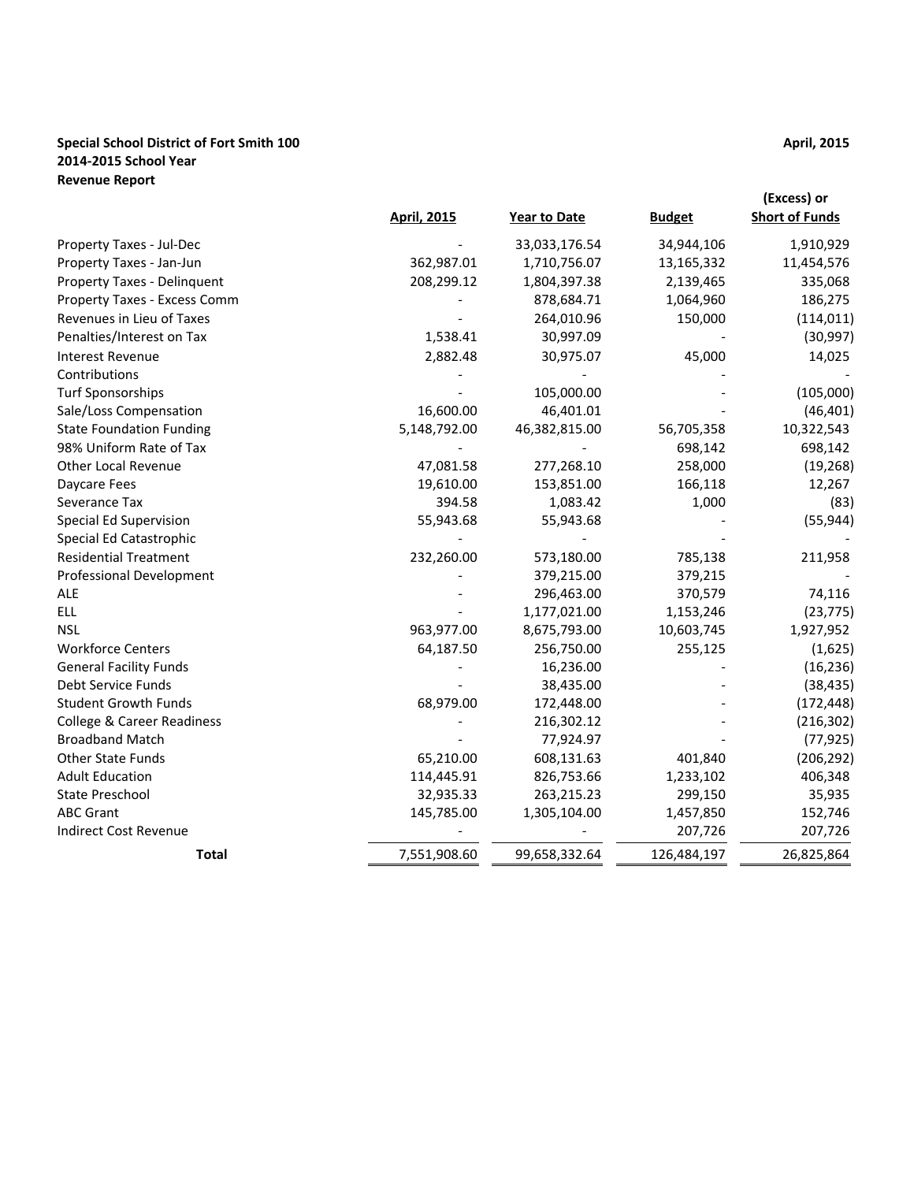**Special School District of Fort Smith 100** **April, 2015**
**2014-2015 School Year**
**Revenue Report**

| | April, 2015 | Year to Date | Budget | (Excess) or Short of Funds |
|---|---|---|---|---|
| Property Taxes - Jul-Dec | - | 33,033,176.54 | 34,944,106 | 1,910,929 |
| Property Taxes - Jan-Jun | 362,987.01 | 1,710,756.07 | 13,165,332 | 11,454,576 |
| Property Taxes - Delinquent | 208,299.12 | 1,804,397.38 | 2,139,465 | 335,068 |
| Property Taxes - Excess Comm | - | 878,684.71 | 1,064,960 | 186,275 |
| Revenues in Lieu of Taxes | - | 264,010.96 | 150,000 | (114,011) |
| Penalties/Interest on Tax | 1,538.41 | 30,997.09 | - | (30,997) |
| Interest Revenue | 2,882.48 | 30,975.07 | 45,000 | 14,025 |
| Contributions | - | - | - | - |
| Turf Sponsorships | - | 105,000.00 | - | (105,000) |
| Sale/Loss Compensation | 16,600.00 | 46,401.01 | - | (46,401) |
| State Foundation Funding | 5,148,792.00 | 46,382,815.00 | 56,705,358 | 10,322,543 |
| 98% Uniform Rate of Tax | - | - | 698,142 | 698,142 |
| Other Local Revenue | 47,081.58 | 277,268.10 | 258,000 | (19,268) |
| Daycare Fees | 19,610.00 | 153,851.00 | 166,118 | 12,267 |
| Severance Tax | 394.58 | 1,083.42 | 1,000 | (83) |
| Special Ed Supervision | 55,943.68 | 55,943.68 | - | (55,944) |
| Special Ed Catastrophic | - | - | - | - |
| Residential Treatment | 232,260.00 | 573,180.00 | 785,138 | 211,958 |
| Professional Development | - | 379,215.00 | 379,215 | - |
| ALE | - | 296,463.00 | 370,579 | 74,116 |
| ELL | - | 1,177,021.00 | 1,153,246 | (23,775) |
| NSL | 963,977.00 | 8,675,793.00 | 10,603,745 | 1,927,952 |
| Workforce Centers | 64,187.50 | 256,750.00 | 255,125 | (1,625) |
| General Facility Funds | - | 16,236.00 | - | (16,236) |
| Debt Service Funds | - | 38,435.00 | - | (38,435) |
| Student Growth Funds | 68,979.00 | 172,448.00 | - | (172,448) |
| College & Career Readiness | - | 216,302.12 | - | (216,302) |
| Broadband Match | - | 77,924.97 | - | (77,925) |
| Other State Funds | 65,210.00 | 608,131.63 | 401,840 | (206,292) |
| Adult Education | 114,445.91 | 826,753.66 | 1,233,102 | 406,348 |
| State Preschool | 32,935.33 | 263,215.23 | 299,150 | 35,935 |
| ABC Grant | 145,785.00 | 1,305,104.00 | 1,457,850 | 152,746 |
| Indirect Cost Revenue | - | - | 207,726 | 207,726 |
| **Total** | 7,551,908.60 | 99,658,332.64 | 126,484,197 | 26,825,864 |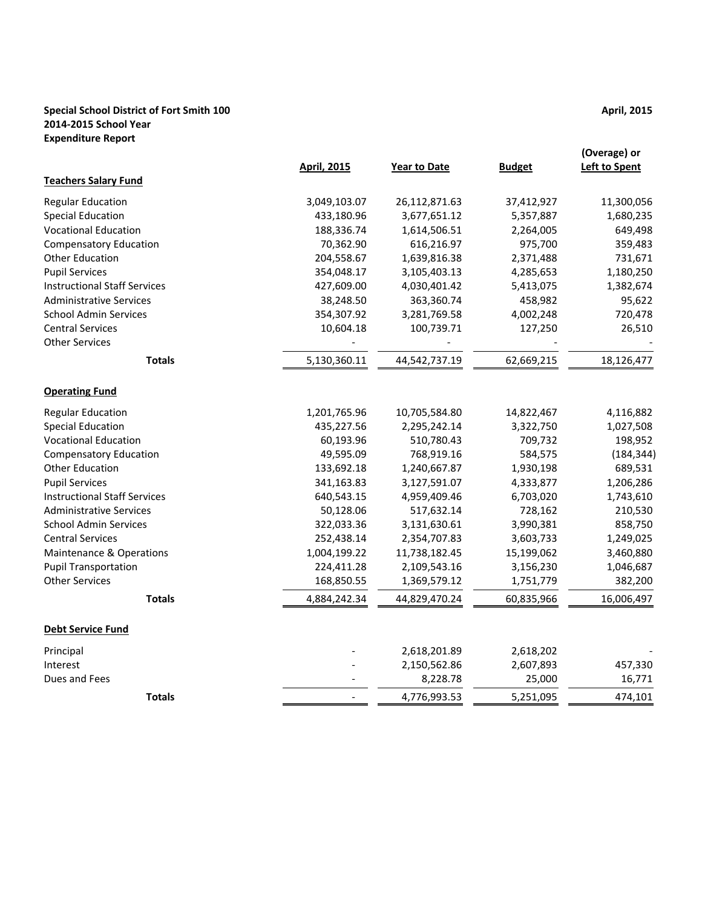**Special School District of Fort Smith 100**
**2014-2015 School Year**
**Expenditure Report**

**April, 2015**

| | April, 2015 | Year to Date | Budget | (Overage) or Left to Spent |
|---|---|---|---|---|
| **Teachers Salary Fund** | | | | |
| Regular Education | 3,049,103.07 | 26,112,871.63 | 37,412,927 | 11,300,056 |
| Special Education | 433,180.96 | 3,677,651.12 | 5,357,887 | 1,680,235 |
| Vocational Education | 188,336.74 | 1,614,506.51 | 2,264,005 | 649,498 |
| Compensatory Education | 70,362.90 | 616,216.97 | 975,700 | 359,483 |
| Other Education | 204,558.67 | 1,639,816.38 | 2,371,488 | 731,671 |
| Pupil Services | 354,048.17 | 3,105,403.13 | 4,285,653 | 1,180,250 |
| Instructional Staff Services | 427,609.00 | 4,030,401.42 | 5,413,075 | 1,382,674 |
| Administrative Services | 38,248.50 | 363,360.74 | 458,982 | 95,622 |
| School Admin Services | 354,307.92 | 3,281,769.58 | 4,002,248 | 720,478 |
| Central Services | 10,604.18 | 100,739.71 | 127,250 | 26,510 |
| Other Services | - | - | - | - |
| **Totals** | 5,130,360.11 | 44,542,737.19 | 62,669,215 | 18,126,477 |
| **Operating Fund** | | | | |
| Regular Education | 1,201,765.96 | 10,705,584.80 | 14,822,467 | 4,116,882 |
| Special Education | 435,227.56 | 2,295,242.14 | 3,322,750 | 1,027,508 |
| Vocational Education | 60,193.96 | 510,780.43 | 709,732 | 198,952 |
| Compensatory Education | 49,595.09 | 768,919.16 | 584,575 | (184,344) |
| Other Education | 133,692.18 | 1,240,667.87 | 1,930,198 | 689,531 |
| Pupil Services | 341,163.83 | 3,127,591.07 | 4,333,877 | 1,206,286 |
| Instructional Staff Services | 640,543.15 | 4,959,409.46 | 6,703,020 | 1,743,610 |
| Administrative Services | 50,128.06 | 517,632.14 | 728,162 | 210,530 |
| School Admin Services | 322,033.36 | 3,131,630.61 | 3,990,381 | 858,750 |
| Central Services | 252,438.14 | 2,354,707.83 | 3,603,733 | 1,249,025 |
| Maintenance & Operations | 1,004,199.22 | 11,738,182.45 | 15,199,062 | 3,460,880 |
| Pupil Transportation | 224,411.28 | 2,109,543.16 | 3,156,230 | 1,046,687 |
| Other Services | 168,850.55 | 1,369,579.12 | 1,751,779 | 382,200 |
| **Totals** | 4,884,242.34 | 44,829,470.24 | 60,835,966 | 16,006,497 |
| **Debt Service Fund** | | | | |
| Principal | - | 2,618,201.89 | 2,618,202 | - |
| Interest | - | 2,150,562.86 | 2,607,893 | 457,330 |
| Dues and Fees | - | 8,228.78 | 25,000 | 16,771 |
| **Totals** | - | 4,776,993.53 | 5,251,095 | 474,101 |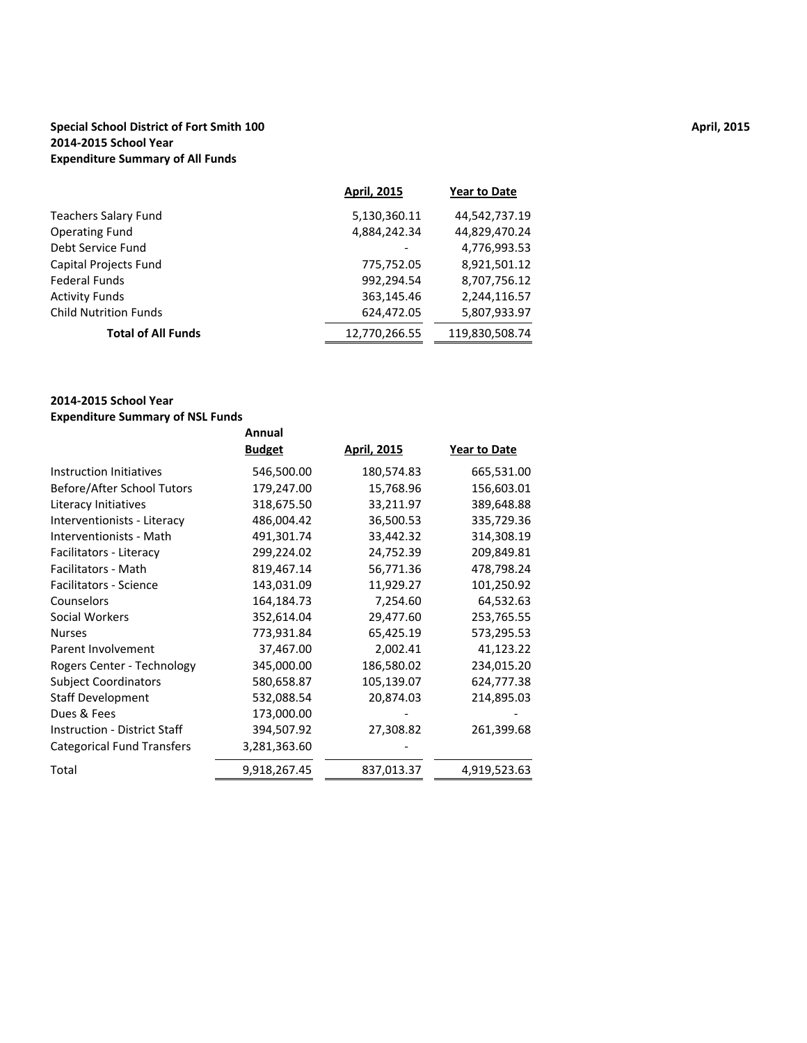**Special School District of Fort Smith 100**
**2014-2015 School Year**
**Expenditure Summary of All Funds**

April, 2015

| | April, 2015 | Year to Date |
|---|---|---|
| Teachers Salary Fund | 5,130,360.11 | 44,542,737.19 |
| Operating Fund | 4,884,242.34 | 44,829,470.24 |
| Debt Service Fund | - | 4,776,993.53 |
| Capital Projects Fund | 775,752.05 | 8,921,501.12 |
| Federal Funds | 992,294.54 | 8,707,756.12 |
| Activity Funds | 363,145.46 | 2,244,116.57 |
| Child Nutrition Funds | 624,472.05 | 5,807,933.97 |
| **Total of All Funds** | 12,770,266.55 | 119,830,508.74 |

**2014-2015 School Year**
**Expenditure Summary of NSL Funds**

| | Annual Budget | April, 2015 | Year to Date |
|---|---|---|---|
| Instruction Initiatives | 546,500.00 | 180,574.83 | 665,531.00 |
| Before/After School Tutors | 179,247.00 | 15,768.96 | 156,603.01 |
| Literacy Initiatives | 318,675.50 | 33,211.97 | 389,648.88 |
| Interventionists - Literacy | 486,004.42 | 36,500.53 | 335,729.36 |
| Interventionists - Math | 491,301.74 | 33,442.32 | 314,308.19 |
| Facilitators - Literacy | 299,224.02 | 24,752.39 | 209,849.81 |
| Facilitators - Math | 819,467.14 | 56,771.36 | 478,798.24 |
| Facilitators - Science | 143,031.09 | 11,929.27 | 101,250.92 |
| Counselors | 164,184.73 | 7,254.60 | 64,532.63 |
| Social Workers | 352,614.04 | 29,477.60 | 253,765.55 |
| Nurses | 773,931.84 | 65,425.19 | 573,295.53 |
| Parent Involvement | 37,467.00 | 2,002.41 | 41,123.22 |
| Rogers Center - Technology | 345,000.00 | 186,580.02 | 234,015.20 |
| Subject Coordinators | 580,658.87 | 105,139.07 | 624,777.38 |
| Staff Development | 532,088.54 | 20,874.03 | 214,895.03 |
| Dues & Fees | 173,000.00 | - | - |
| Instruction - District Staff | 394,507.92 | 27,308.82 | 261,399.68 |
| Categorical Fund Transfers | 3,281,363.60 | - | |
| Total | 9,918,267.45 | 837,013.37 | 4,919,523.63 |